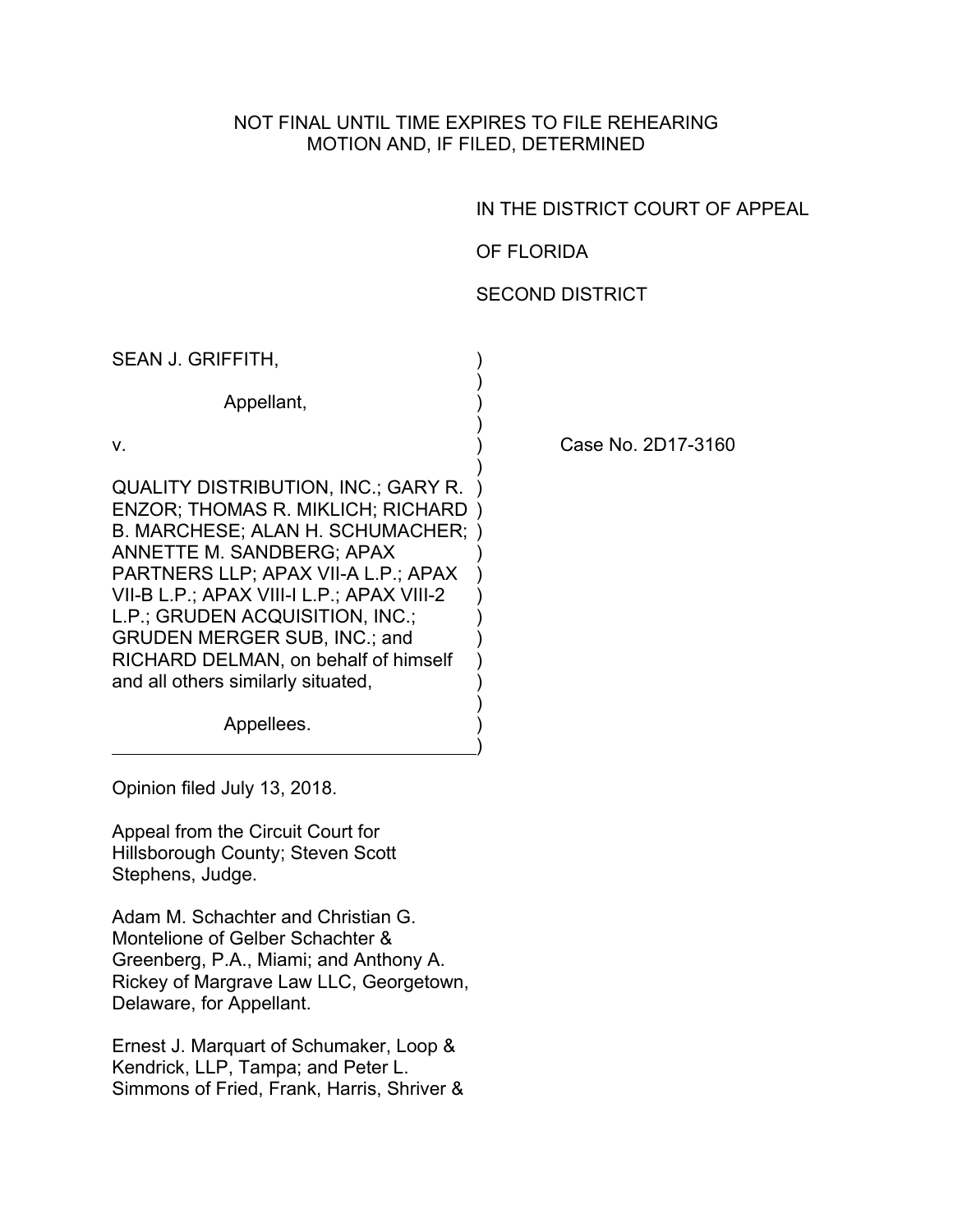NOT FINAL UNTIL TIME EXPIRES TO FILE REHEARING
MOTION AND, IF FILED, DETERMINED

IN THE DISTRICT COURT OF APPEAL

OF FLORIDA

SECOND DISTRICT

SEAN J. GRIFFITH,

Appellant,

v.

QUALITY DISTRIBUTION, INC.; GARY R. ENZOR; THOMAS R. MIKLICH; RICHARD B. MARCHESE; ALAN H. SCHUMACHER; ANNETTE M. SANDBERG; APAX PARTNERS LLP; APAX VII-A L.P.; APAX VII-B L.P.; APAX VIII-I L.P.; APAX VIII-2 L.P.; GRUDEN ACQUISITION, INC.; GRUDEN MERGER SUB, INC.; and RICHARD DELMAN, on behalf of himself and all others similarly situated,

Appellees.

Case No. 2D17-3160

Opinion filed July 13, 2018.

Appeal from the Circuit Court for Hillsborough County; Steven Scott Stephens, Judge.

Adam M. Schachter and Christian G. Montelione of Gelber Schachter & Greenberg, P.A., Miami; and Anthony A. Rickey of Margrave Law LLC, Georgetown, Delaware, for Appellant.

Ernest J. Marquart of Schumaker, Loop & Kendrick, LLP, Tampa; and Peter L. Simmons of Fried, Frank, Harris, Shriver &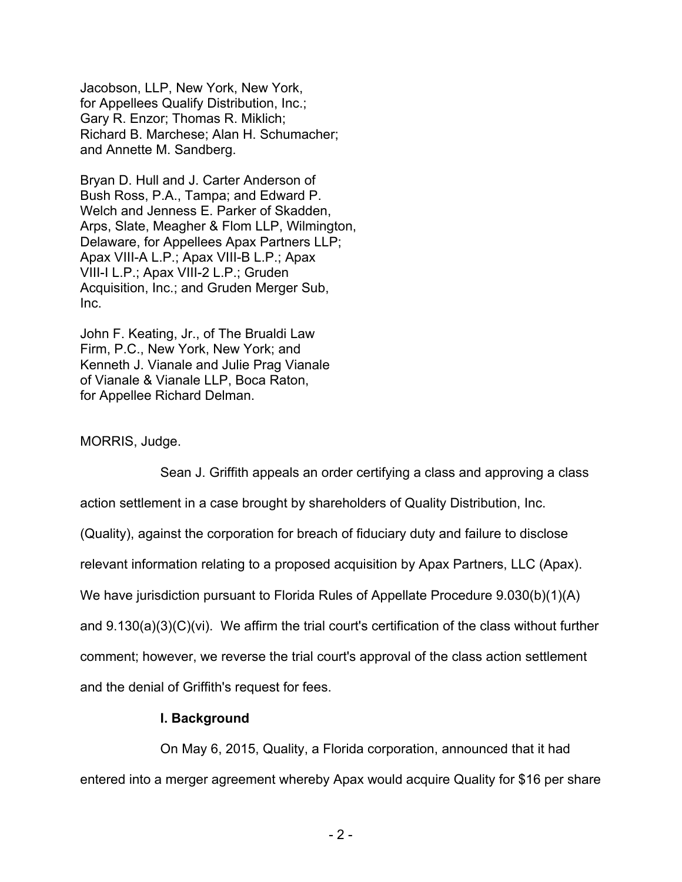Jacobson, LLP, New York, New York, for Appellees Qualify Distribution, Inc.; Gary R. Enzor; Thomas R. Miklich; Richard B. Marchese; Alan H. Schumacher; and Annette M. Sandberg.

Bryan D. Hull and J. Carter Anderson of Bush Ross, P.A., Tampa; and Edward P. Welch and Jenness E. Parker of Skadden, Arps, Slate, Meagher & Flom LLP, Wilmington, Delaware, for Appellees Apax Partners LLP; Apax VIII-A L.P.; Apax VIII-B L.P.; Apax VIII-I L.P.; Apax VIII-2 L.P.; Gruden Acquisition, Inc.; and Gruden Merger Sub, Inc.

John F. Keating, Jr., of The Brualdi Law Firm, P.C., New York, New York; and Kenneth J. Vianale and Julie Prag Vianale of Vianale & Vianale LLP, Boca Raton, for Appellee Richard Delman.

MORRIS, Judge.

Sean J. Griffith appeals an order certifying a class and approving a class action settlement in a case brought by shareholders of Quality Distribution, Inc. (Quality), against the corporation for breach of fiduciary duty and failure to disclose relevant information relating to a proposed acquisition by Apax Partners, LLC (Apax). We have jurisdiction pursuant to Florida Rules of Appellate Procedure 9.030(b)(1)(A) and 9.130(a)(3)(C)(vi). We affirm the trial court's certification of the class without further comment; however, we reverse the trial court's approval of the class action settlement and the denial of Griffith's request for fees.

**I. Background**

On May 6, 2015, Quality, a Florida corporation, announced that it had entered into a merger agreement whereby Apax would acquire Quality for $16 per share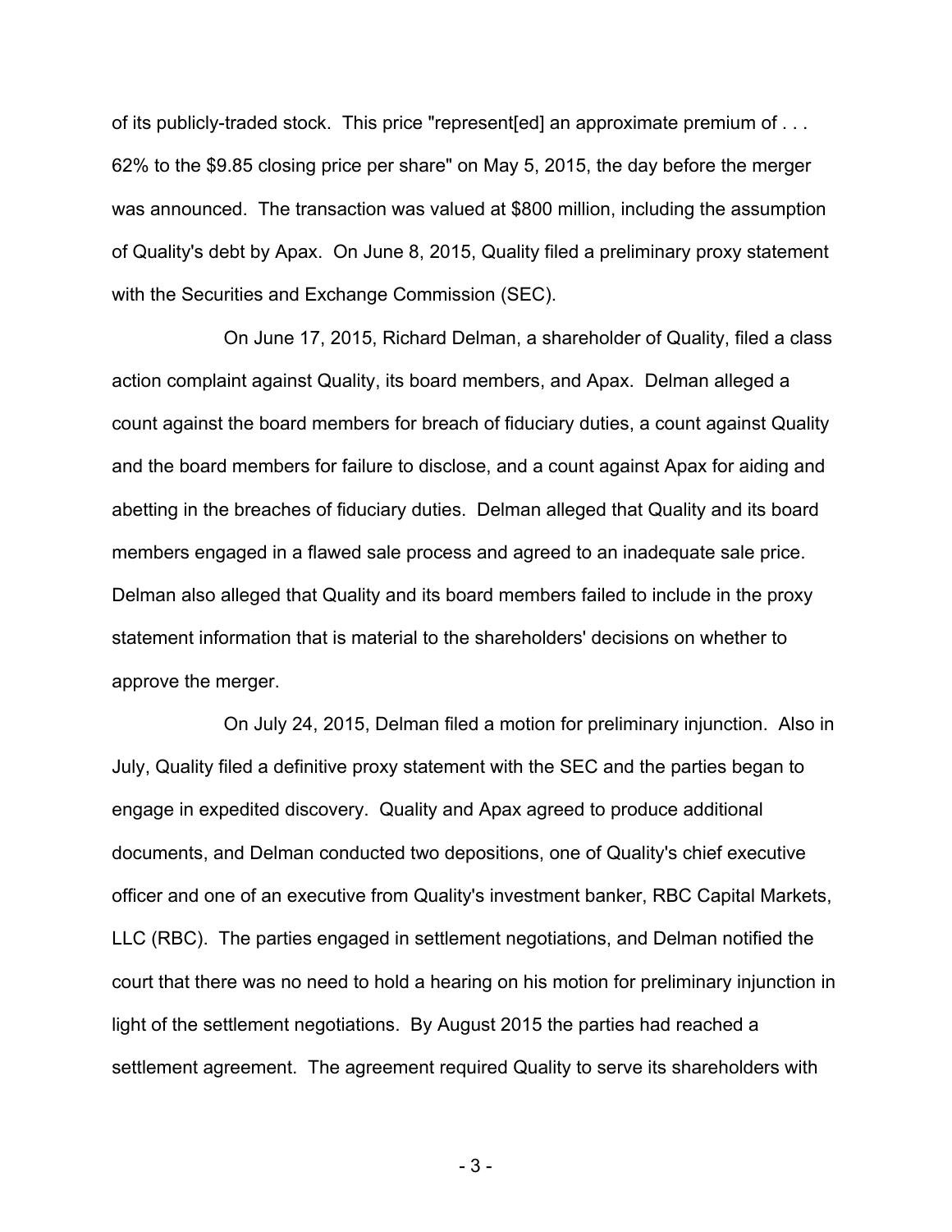of its publicly-traded stock. This price "represent[ed] an approximate premium of . . . 62% to the $9.85 closing price per share" on May 5, 2015, the day before the merger was announced. The transaction was valued at $800 million, including the assumption of Quality's debt by Apax. On June 8, 2015, Quality filed a preliminary proxy statement with the Securities and Exchange Commission (SEC).

On June 17, 2015, Richard Delman, a shareholder of Quality, filed a class action complaint against Quality, its board members, and Apax. Delman alleged a count against the board members for breach of fiduciary duties, a count against Quality and the board members for failure to disclose, and a count against Apax for aiding and abetting in the breaches of fiduciary duties. Delman alleged that Quality and its board members engaged in a flawed sale process and agreed to an inadequate sale price. Delman also alleged that Quality and its board members failed to include in the proxy statement information that is material to the shareholders' decisions on whether to approve the merger.

On July 24, 2015, Delman filed a motion for preliminary injunction. Also in July, Quality filed a definitive proxy statement with the SEC and the parties began to engage in expedited discovery. Quality and Apax agreed to produce additional documents, and Delman conducted two depositions, one of Quality's chief executive officer and one of an executive from Quality's investment banker, RBC Capital Markets, LLC (RBC). The parties engaged in settlement negotiations, and Delman notified the court that there was no need to hold a hearing on his motion for preliminary injunction in light of the settlement negotiations. By August 2015 the parties had reached a settlement agreement. The agreement required Quality to serve its shareholders with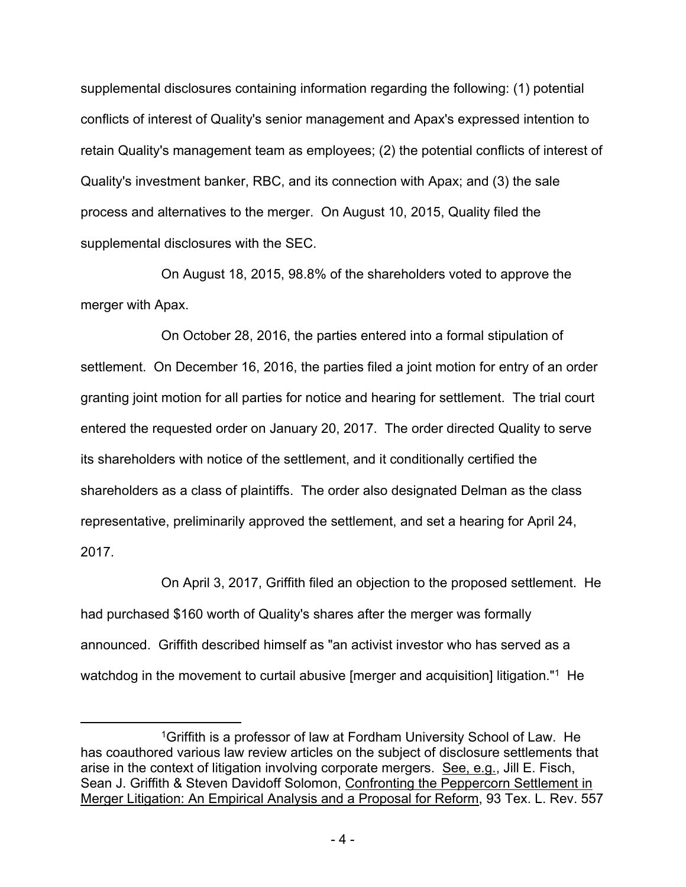supplemental disclosures containing information regarding the following: (1) potential conflicts of interest of Quality's senior management and Apax's expressed intention to retain Quality's management team as employees; (2) the potential conflicts of interest of Quality's investment banker, RBC, and its connection with Apax; and (3) the sale process and alternatives to the merger. On August 10, 2015, Quality filed the supplemental disclosures with the SEC.

On August 18, 2015, 98.8% of the shareholders voted to approve the merger with Apax.

On October 28, 2016, the parties entered into a formal stipulation of settlement. On December 16, 2016, the parties filed a joint motion for entry of an order granting joint motion for all parties for notice and hearing for settlement. The trial court entered the requested order on January 20, 2017. The order directed Quality to serve its shareholders with notice of the settlement, and it conditionally certified the shareholders as a class of plaintiffs. The order also designated Delman as the class representative, preliminarily approved the settlement, and set a hearing for April 24, 2017.

On April 3, 2017, Griffith filed an objection to the proposed settlement. He had purchased $160 worth of Quality's shares after the merger was formally announced. Griffith described himself as "an activist investor who has served as a watchdog in the movement to curtail abusive [merger and acquisition] litigation."[1] He

---

[1]Griffith is a professor of law at Fordham University School of Law. He has coauthored various law review articles on the subject of disclosure settlements that arise in the context of litigation involving corporate mergers. See, e.g., Jill E. Fisch, Sean J. Griffith & Steven Davidoff Solomon, Confronting the Peppercorn Settlement in Merger Litigation: An Empirical Analysis and a Proposal for Reform, 93 Tex. L. Rev. 557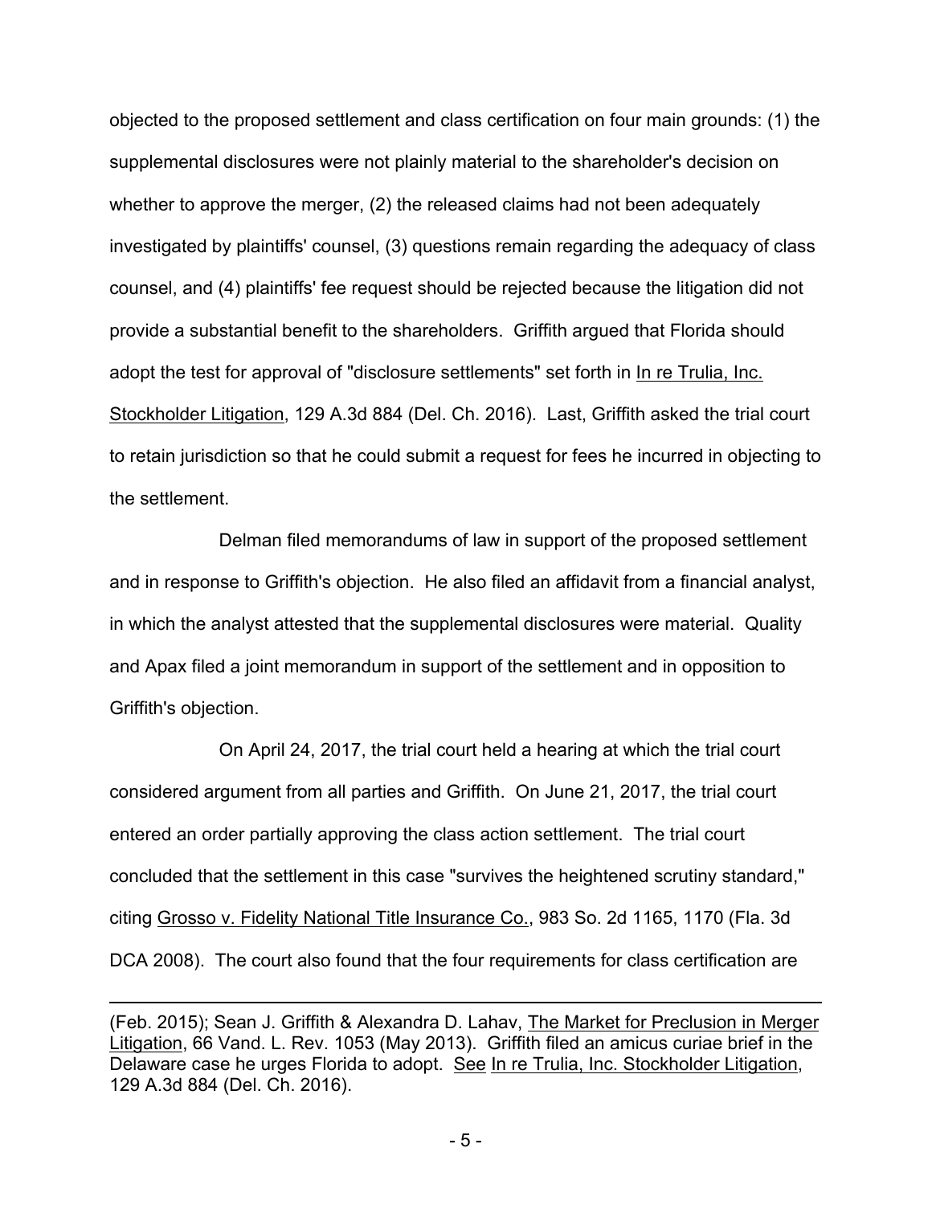objected to the proposed settlement and class certification on four main grounds: (1) the supplemental disclosures were not plainly material to the shareholder's decision on whether to approve the merger, (2) the released claims had not been adequately investigated by plaintiffs' counsel, (3) questions remain regarding the adequacy of class counsel, and (4) plaintiffs' fee request should be rejected because the litigation did not provide a substantial benefit to the shareholders. Griffith argued that Florida should adopt the test for approval of "disclosure settlements" set forth in In re Trulia, Inc. Stockholder Litigation, 129 A.3d 884 (Del. Ch. 2016). Last, Griffith asked the trial court to retain jurisdiction so that he could submit a request for fees he incurred in objecting to the settlement.

Delman filed memorandums of law in support of the proposed settlement and in response to Griffith's objection. He also filed an affidavit from a financial analyst, in which the analyst attested that the supplemental disclosures were material. Quality and Apax filed a joint memorandum in support of the settlement and in opposition to Griffith's objection.

On April 24, 2017, the trial court held a hearing at which the trial court considered argument from all parties and Griffith. On June 21, 2017, the trial court entered an order partially approving the class action settlement. The trial court concluded that the settlement in this case "survives the heightened scrutiny standard," citing Grosso v. Fidelity National Title Insurance Co., 983 So. 2d 1165, 1170 (Fla. 3d DCA 2008). The court also found that the four requirements for class certification are

---

(Feb. 2015); Sean J. Griffith & Alexandra D. Lahav, The Market for Preclusion in Merger Litigation, 66 Vand. L. Rev. 1053 (May 2013). Griffith filed an amicus curiae brief in the Delaware case he urges Florida to adopt. See In re Trulia, Inc. Stockholder Litigation, 129 A.3d 884 (Del. Ch. 2016).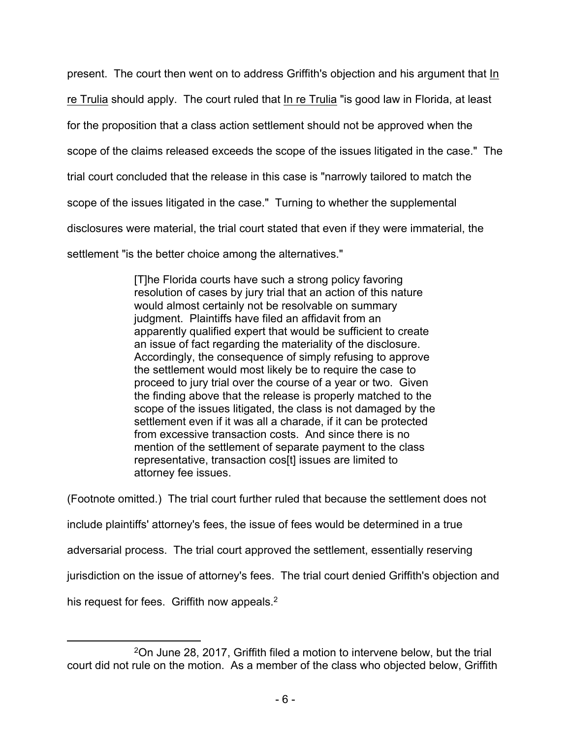present. The court then went on to address Griffith's objection and his argument that In re Trulia should apply. The court ruled that In re Trulia "is good law in Florida, at least for the proposition that a class action settlement should not be approved when the scope of the claims released exceeds the scope of the issues litigated in the case." The trial court concluded that the release in this case is "narrowly tailored to match the scope of the issues litigated in the case." Turning to whether the supplemental disclosures were material, the trial court stated that even if they were immaterial, the settlement "is the better choice among the alternatives."

> [T]he Florida courts have such a strong policy favoring resolution of cases by jury trial that an action of this nature would almost certainly not be resolvable on summary judgment. Plaintiffs have filed an affidavit from an apparently qualified expert that would be sufficient to create an issue of fact regarding the materiality of the disclosure. Accordingly, the consequence of simply refusing to approve the settlement would most likely be to require the case to proceed to jury trial over the course of a year or two. Given the finding above that the release is properly matched to the scope of the issues litigated, the class is not damaged by the settlement even if it was all a charade, if it can be protected from excessive transaction costs. And since there is no mention of the settlement of separate payment to the class representative, transaction cos[t] issues are limited to attorney fee issues.

(Footnote omitted.) The trial court further ruled that because the settlement does not include plaintiffs' attorney's fees, the issue of fees would be determined in a true adversarial process. The trial court approved the settlement, essentially reserving jurisdiction on the issue of attorney's fees. The trial court denied Griffith's objection and his request for fees. Griffith now appeals.[2]

---

[2]On June 28, 2017, Griffith filed a motion to intervene below, but the trial court did not rule on the motion. As a member of the class who objected below, Griffith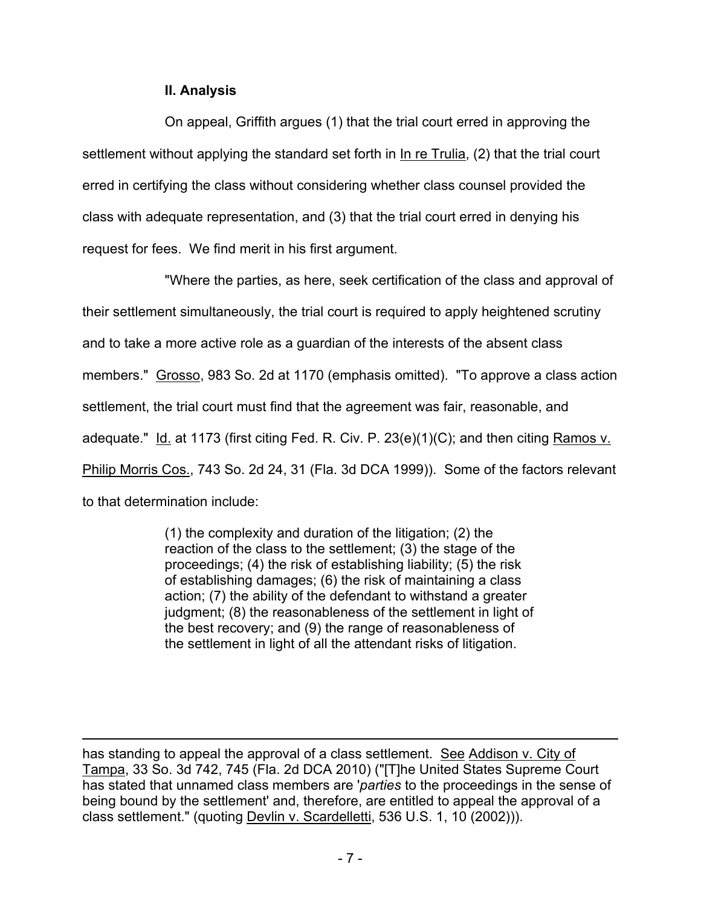### II. Analysis

On appeal, Griffith argues (1) that the trial court erred in approving the settlement without applying the standard set forth in In re Trulia, (2) that the trial court erred in certifying the class without considering whether class counsel provided the class with adequate representation, and (3) that the trial court erred in denying his request for fees. We find merit in his first argument.

"Where the parties, as here, seek certification of the class and approval of their settlement simultaneously, the trial court is required to apply heightened scrutiny and to take a more active role as a guardian of the interests of the absent class members." Grosso, 983 So. 2d at 1170 (emphasis omitted). "To approve a class action settlement, the trial court must find that the agreement was fair, reasonable, and adequate." Id. at 1173 (first citing Fed. R. Civ. P. 23(e)(1)(C); and then citing Ramos v. Philip Morris Cos., 743 So. 2d 24, 31 (Fla. 3d DCA 1999)). Some of the factors relevant to that determination include:

> (1) the complexity and duration of the litigation; (2) the reaction of the class to the settlement; (3) the stage of the proceedings; (4) the risk of establishing liability; (5) the risk of establishing damages; (6) the risk of maintaining a class action; (7) the ability of the defendant to withstand a greater judgment; (8) the reasonableness of the settlement in light of the best recovery; and (9) the range of reasonableness of the settlement in light of all the attendant risks of litigation.

---

has standing to appeal the approval of a class settlement. See Addison v. City of Tampa, 33 So. 3d 742, 745 (Fla. 2d DCA 2010) ("[T]he United States Supreme Court has stated that unnamed class members are '*parties* to the proceedings in the sense of being bound by the settlement' and, therefore, are entitled to appeal the approval of a class settlement." (quoting Devlin v. Scardelletti, 536 U.S. 1, 10 (2002))).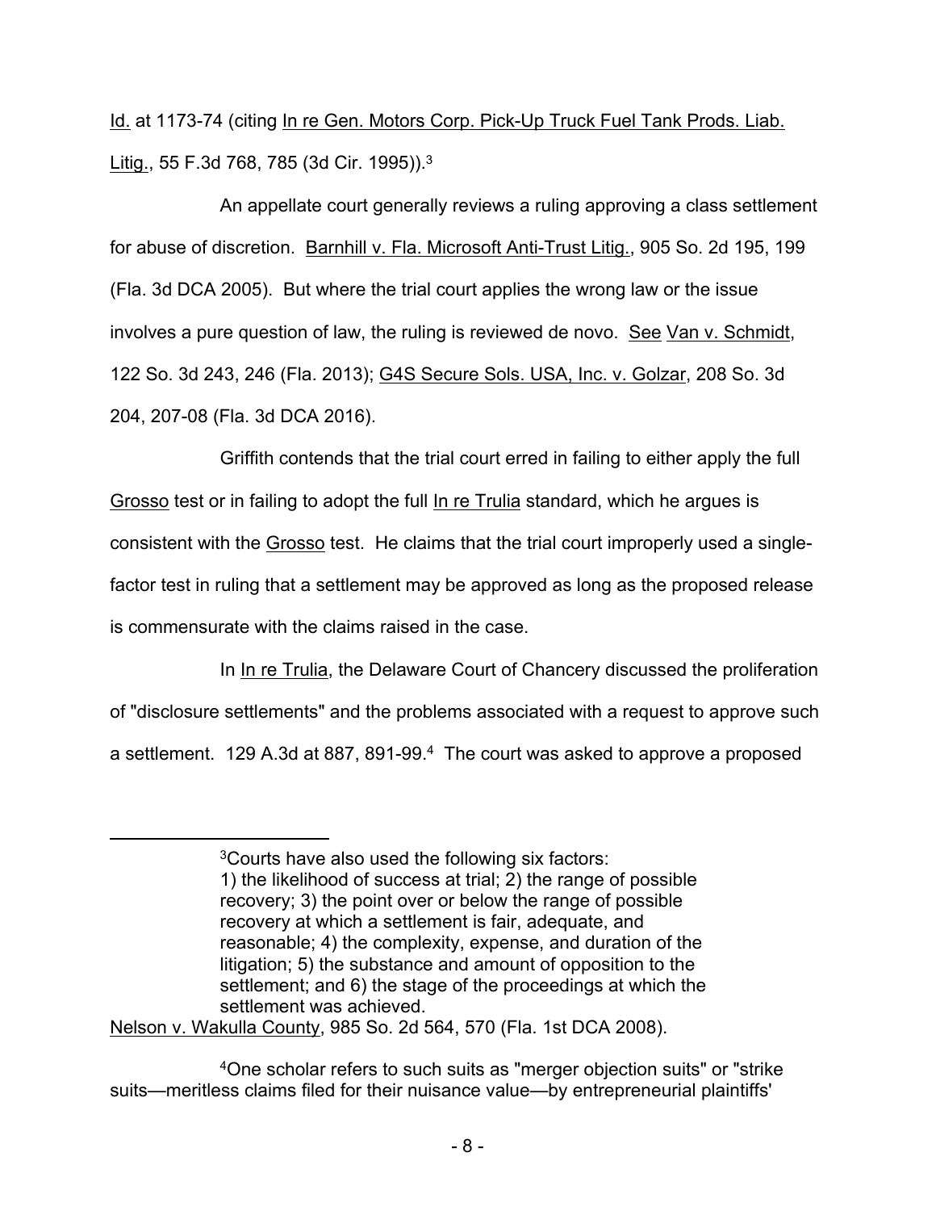Id. at 1173-74 (citing In re Gen. Motors Corp. Pick-Up Truck Fuel Tank Prods. Liab. Litig., 55 F.3d 768, 785 (3d Cir. 1995)).[3]

An appellate court generally reviews a ruling approving a class settlement for abuse of discretion. Barnhill v. Fla. Microsoft Anti-Trust Litig., 905 So. 2d 195, 199 (Fla. 3d DCA 2005). But where the trial court applies the wrong law or the issue involves a pure question of law, the ruling is reviewed de novo. See Van v. Schmidt, 122 So. 3d 243, 246 (Fla. 2013); G4S Secure Sols. USA, Inc. v. Golzar, 208 So. 3d 204, 207-08 (Fla. 3d DCA 2016).

Griffith contends that the trial court erred in failing to either apply the full Grosso test or in failing to adopt the full In re Trulia standard, which he argues is consistent with the Grosso test. He claims that the trial court improperly used a single-factor test in ruling that a settlement may be approved as long as the proposed release is commensurate with the claims raised in the case.

In In re Trulia, the Delaware Court of Chancery discussed the proliferation of "disclosure settlements" and the problems associated with a request to approve such a settlement. 129 A.3d at 887, 891-99.[4] The court was asked to approve a proposed

---

[3]Courts have also used the following six factors:
1) the likelihood of success at trial; 2) the range of possible recovery; 3) the point over or below the range of possible recovery at which a settlement is fair, adequate, and reasonable; 4) the complexity, expense, and duration of the litigation; 5) the substance and amount of opposition to the settlement; and 6) the stage of the proceedings at which the settlement was achieved.

Nelson v. Wakulla County, 985 So. 2d 564, 570 (Fla. 1st DCA 2008).

[4]One scholar refers to such suits as "merger objection suits" or "strike suits—meritless claims filed for their nuisance value—by entrepreneurial plaintiffs'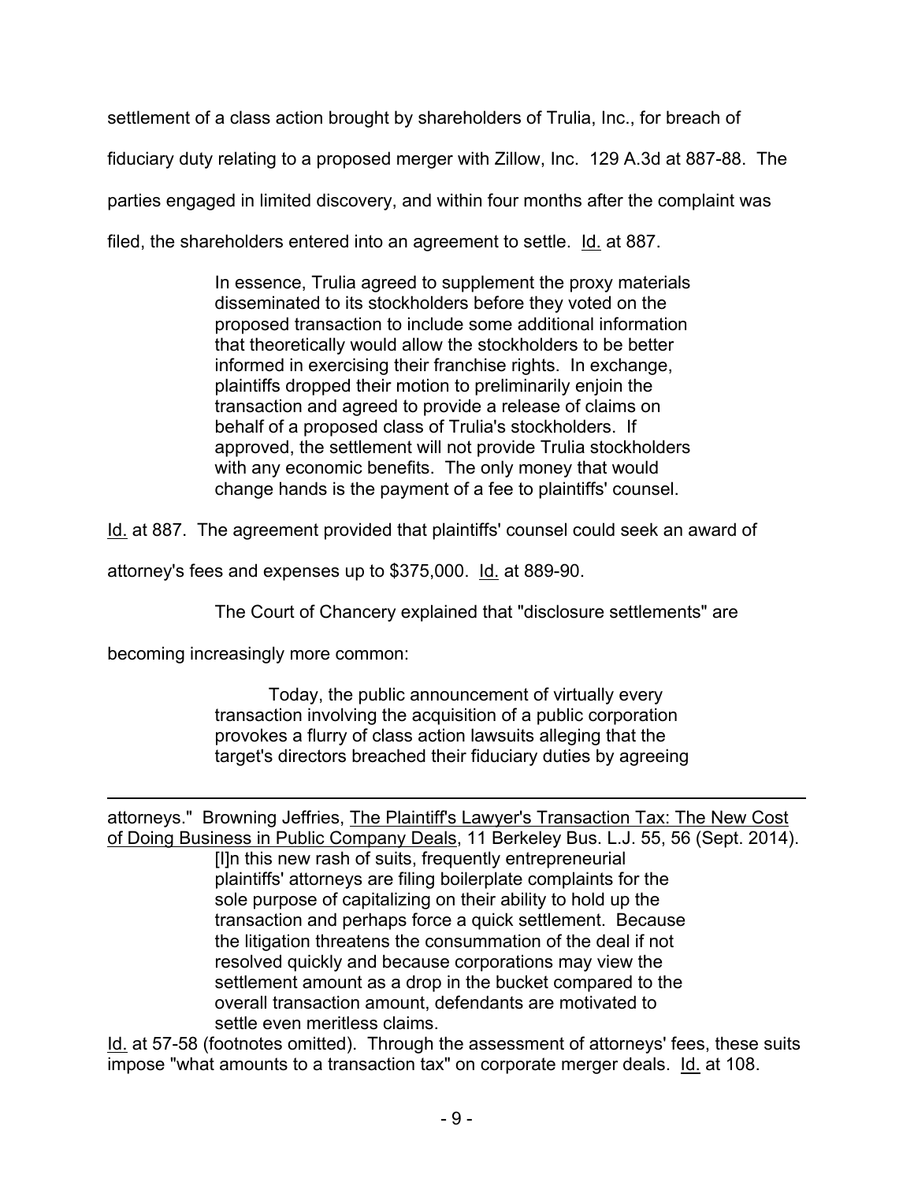settlement of a class action brought by shareholders of Trulia, Inc., for breach of fiduciary duty relating to a proposed merger with Zillow, Inc. 129 A.3d at 887-88. The parties engaged in limited discovery, and within four months after the complaint was filed, the shareholders entered into an agreement to settle. Id. at 887.

> In essence, Trulia agreed to supplement the proxy materials disseminated to its stockholders before they voted on the proposed transaction to include some additional information that theoretically would allow the stockholders to be better informed in exercising their franchise rights. In exchange, plaintiffs dropped their motion to preliminarily enjoin the transaction and agreed to provide a release of claims on behalf of a proposed class of Trulia's stockholders. If approved, the settlement will not provide Trulia stockholders with any economic benefits. The only money that would change hands is the payment of a fee to plaintiffs' counsel.

Id. at 887. The agreement provided that plaintiffs' counsel could seek an award of attorney's fees and expenses up to $375,000. Id. at 889-90.

The Court of Chancery explained that "disclosure settlements" are becoming increasingly more common:

> Today, the public announcement of virtually every transaction involving the acquisition of a public corporation provokes a flurry of class action lawsuits alleging that the target's directors breached their fiduciary duties by agreeing

---

attorneys." Browning Jeffries, The Plaintiff's Lawyer's Transaction Tax: The New Cost of Doing Business in Public Company Deals, 11 Berkeley Bus. L.J. 55, 56 (Sept. 2014).

> [I]n this new rash of suits, frequently entrepreneurial plaintiffs' attorneys are filing boilerplate complaints for the sole purpose of capitalizing on their ability to hold up the transaction and perhaps force a quick settlement. Because the litigation threatens the consummation of the deal if not resolved quickly and because corporations may view the settlement amount as a drop in the bucket compared to the overall transaction amount, defendants are motivated to settle even meritless claims.

Id. at 57-58 (footnotes omitted). Through the assessment of attorneys' fees, these suits impose "what amounts to a transaction tax" on corporate merger deals. Id. at 108.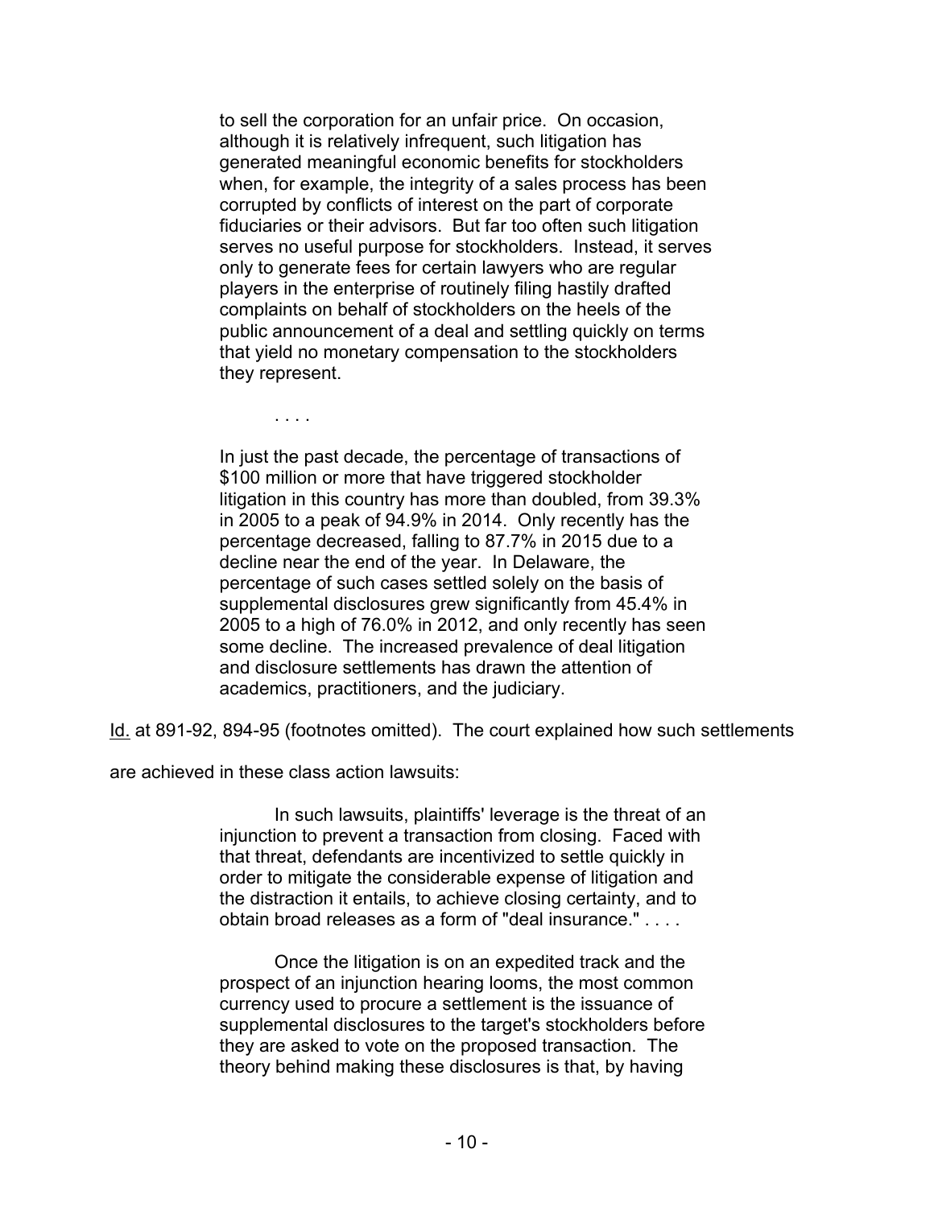> to sell the corporation for an unfair price. On occasion, although it is relatively infrequent, such litigation has generated meaningful economic benefits for stockholders when, for example, the integrity of a sales process has been corrupted by conflicts of interest on the part of corporate fiduciaries or their advisors. But far too often such litigation serves no useful purpose for stockholders. Instead, it serves only to generate fees for certain lawyers who are regular players in the enterprise of routinely filing hastily drafted complaints on behalf of stockholders on the heels of the public announcement of a deal and settling quickly on terms that yield no monetary compensation to the stockholders they represent.
>
> . . . .
>
> In just the past decade, the percentage of transactions of \$100 million or more that have triggered stockholder litigation in this country has more than doubled, from 39.3% in 2005 to a peak of 94.9% in 2014. Only recently has the percentage decreased, falling to 87.7% in 2015 due to a decline near the end of the year. In Delaware, the percentage of such cases settled solely on the basis of supplemental disclosures grew significantly from 45.4% in 2005 to a high of 76.0% in 2012, and only recently has seen some decline. The increased prevalence of deal litigation and disclosure settlements has drawn the attention of academics, practitioners, and the judiciary.

Id. at 891-92, 894-95 (footnotes omitted). The court explained how such settlements are achieved in these class action lawsuits:

> In such lawsuits, plaintiffs' leverage is the threat of an injunction to prevent a transaction from closing. Faced with that threat, defendants are incentivized to settle quickly in order to mitigate the considerable expense of litigation and the distraction it entails, to achieve closing certainty, and to obtain broad releases as a form of "deal insurance." . . . .
>
> Once the litigation is on an expedited track and the prospect of an injunction hearing looms, the most common currency used to procure a settlement is the issuance of supplemental disclosures to the target's stockholders before they are asked to vote on the proposed transaction. The theory behind making these disclosures is that, by having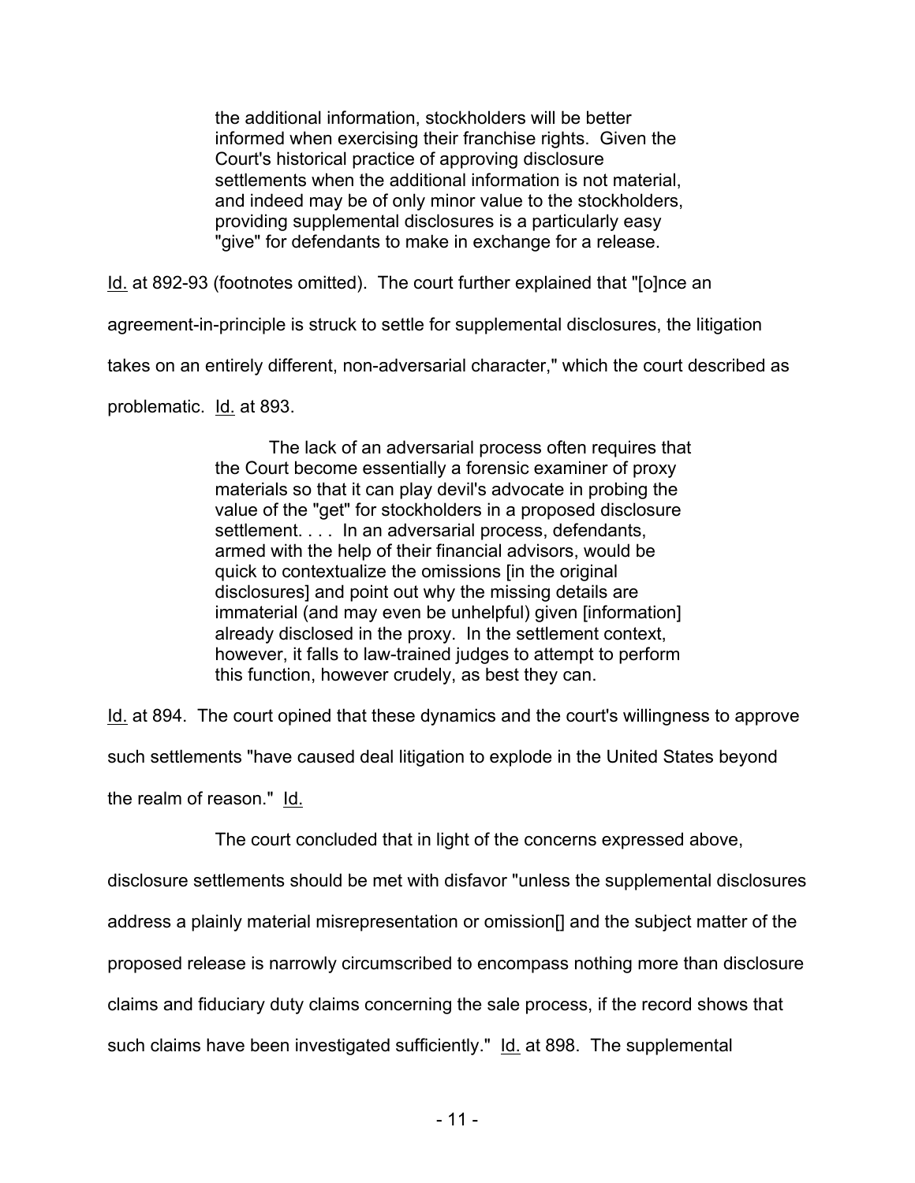> the additional information, stockholders will be better informed when exercising their franchise rights. Given the Court's historical practice of approving disclosure settlements when the additional information is not material, and indeed may be of only minor value to the stockholders, providing supplemental disclosures is a particularly easy "give" for defendants to make in exchange for a release.

Id. at 892-93 (footnotes omitted). The court further explained that "[o]nce an agreement-in-principle is struck to settle for supplemental disclosures, the litigation takes on an entirely different, non-adversarial character," which the court described as problematic. Id. at 893.

> The lack of an adversarial process often requires that the Court become essentially a forensic examiner of proxy materials so that it can play devil's advocate in probing the value of the "get" for stockholders in a proposed disclosure settlement. . . . In an adversarial process, defendants, armed with the help of their financial advisors, would be quick to contextualize the omissions [in the original disclosures] and point out why the missing details are immaterial (and may even be unhelpful) given [information] already disclosed in the proxy. In the settlement context, however, it falls to law-trained judges to attempt to perform this function, however crudely, as best they can.

Id. at 894. The court opined that these dynamics and the court's willingness to approve such settlements "have caused deal litigation to explode in the United States beyond the realm of reason." Id.

The court concluded that in light of the concerns expressed above, disclosure settlements should be met with disfavor "unless the supplemental disclosures address a plainly material misrepresentation or omission[] and the subject matter of the proposed release is narrowly circumscribed to encompass nothing more than disclosure claims and fiduciary duty claims concerning the sale process, if the record shows that such claims have been investigated sufficiently." Id. at 898. The supplemental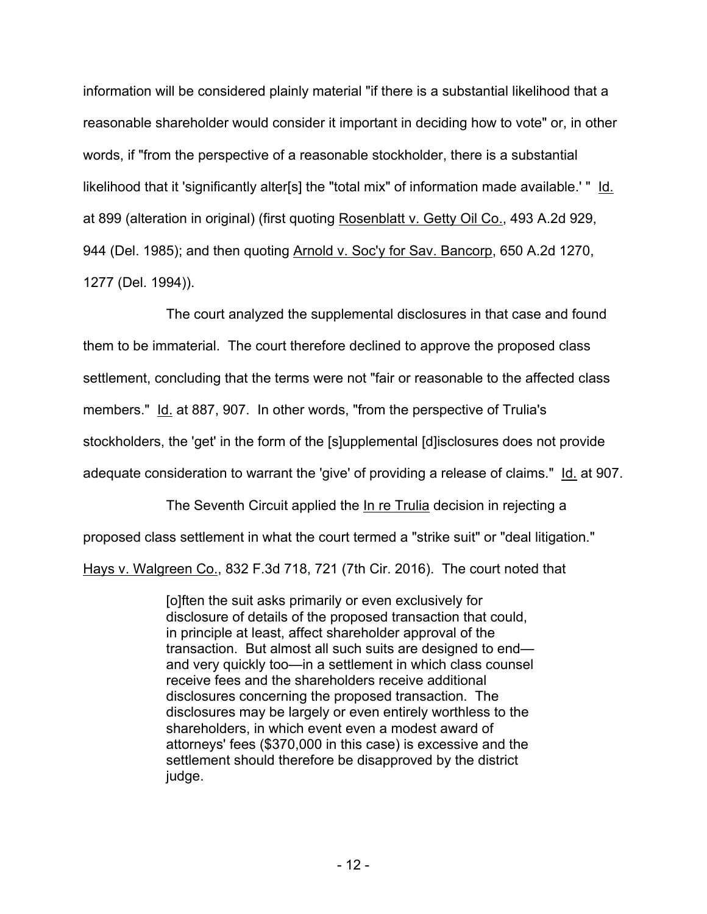information will be considered plainly material "if there is a substantial likelihood that a reasonable shareholder would consider it important in deciding how to vote" or, in other words, if "from the perspective of a reasonable stockholder, there is a substantial likelihood that it 'significantly alter[s] the "total mix" of information made available.' " Id. at 899 (alteration in original) (first quoting Rosenblatt v. Getty Oil Co., 493 A.2d 929, 944 (Del. 1985); and then quoting Arnold v. Soc'y for Sav. Bancorp, 650 A.2d 1270, 1277 (Del. 1994)).

The court analyzed the supplemental disclosures in that case and found them to be immaterial. The court therefore declined to approve the proposed class settlement, concluding that the terms were not "fair or reasonable to the affected class members." Id. at 887, 907. In other words, "from the perspective of Trulia's stockholders, the 'get' in the form of the [s]upplemental [d]isclosures does not provide adequate consideration to warrant the 'give' of providing a release of claims." Id. at 907.

The Seventh Circuit applied the In re Trulia decision in rejecting a proposed class settlement in what the court termed a "strike suit" or "deal litigation." Hays v. Walgreen Co., 832 F.3d 718, 721 (7th Cir. 2016). The court noted that

> [o]ften the suit asks primarily or even exclusively for disclosure of details of the proposed transaction that could, in principle at least, affect shareholder approval of the transaction. But almost all such suits are designed to end—and very quickly too—in a settlement in which class counsel receive fees and the shareholders receive additional disclosures concerning the proposed transaction. The disclosures may be largely or even entirely worthless to the shareholders, in which event even a modest award of attorneys' fees ($370,000 in this case) is excessive and the settlement should therefore be disapproved by the district judge.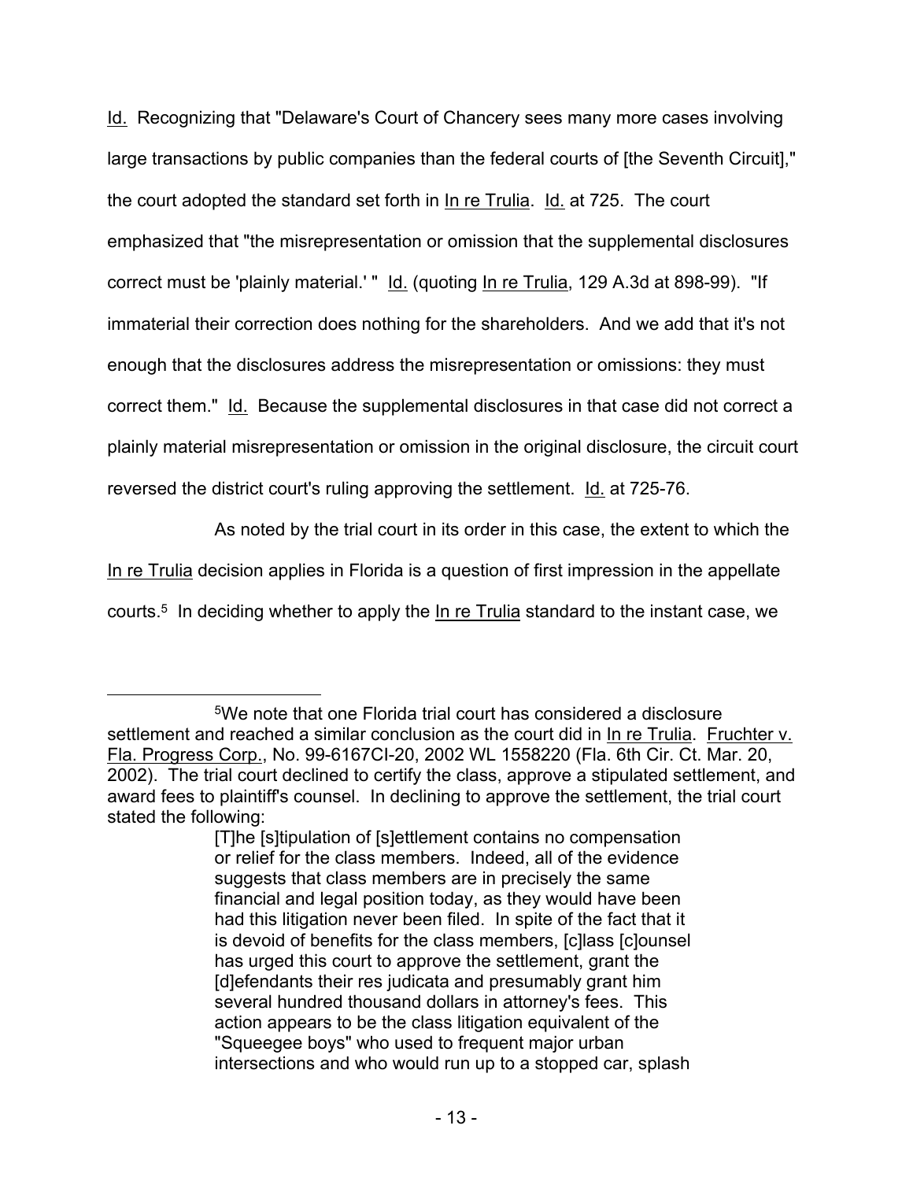Id. Recognizing that "Delaware's Court of Chancery sees many more cases involving large transactions by public companies than the federal courts of [the Seventh Circuit]," the court adopted the standard set forth in In re Trulia. Id. at 725. The court emphasized that "the misrepresentation or omission that the supplemental disclosures correct must be 'plainly material.' " Id. (quoting In re Trulia, 129 A.3d at 898-99). "If immaterial their correction does nothing for the shareholders. And we add that it's not enough that the disclosures address the misrepresentation or omissions: they must correct them." Id. Because the supplemental disclosures in that case did not correct a plainly material misrepresentation or omission in the original disclosure, the circuit court reversed the district court's ruling approving the settlement. Id. at 725-76.

As noted by the trial court in its order in this case, the extent to which the In re Trulia decision applies in Florida is a question of first impression in the appellate courts.[5] In deciding whether to apply the In re Trulia standard to the instant case, we

---

[5]We note that one Florida trial court has considered a disclosure settlement and reached a similar conclusion as the court did in In re Trulia. Fruchter v. Fla. Progress Corp., No. 99-6167CI-20, 2002 WL 1558220 (Fla. 6th Cir. Ct. Mar. 20, 2002). The trial court declined to certify the class, approve a stipulated settlement, and award fees to plaintiff's counsel. In declining to approve the settlement, the trial court stated the following:

> [T]he [s]tipulation of [s]ettlement contains no compensation or relief for the class members. Indeed, all of the evidence suggests that class members are in precisely the same financial and legal position today, as they would have been had this litigation never been filed. In spite of the fact that it is devoid of benefits for the class members, [c]lass [c]ounsel has urged this court to approve the settlement, grant the [d]efendants their res judicata and presumably grant him several hundred thousand dollars in attorney's fees. This action appears to be the class litigation equivalent of the "Squeegee boys" who used to frequent major urban intersections and who would run up to a stopped car, splash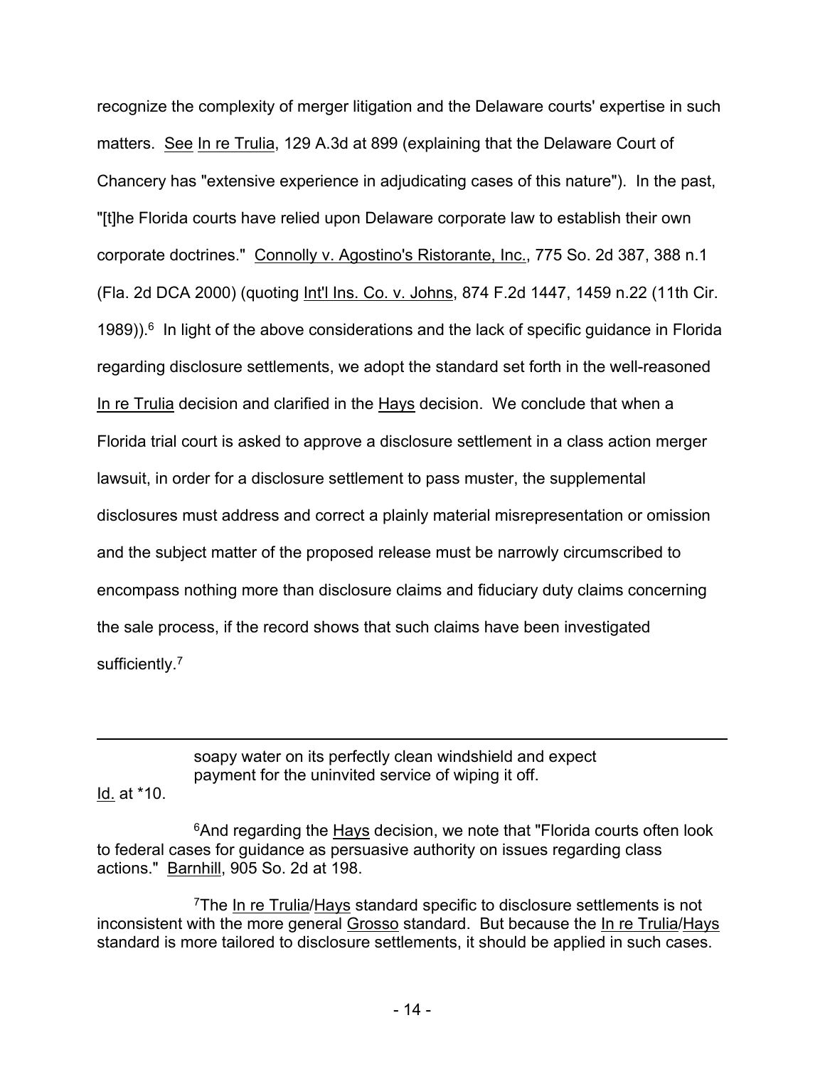recognize the complexity of merger litigation and the Delaware courts' expertise in such matters. See In re Trulia, 129 A.3d at 899 (explaining that the Delaware Court of Chancery has "extensive experience in adjudicating cases of this nature"). In the past, "[t]he Florida courts have relied upon Delaware corporate law to establish their own corporate doctrines." Connolly v. Agostino's Ristorante, Inc., 775 So. 2d 387, 388 n.1 (Fla. 2d DCA 2000) (quoting Int'l Ins. Co. v. Johns, 874 F.2d 1447, 1459 n.22 (11th Cir. 1989)).[6] In light of the above considerations and the lack of specific guidance in Florida regarding disclosure settlements, we adopt the standard set forth in the well-reasoned In re Trulia decision and clarified in the Hays decision. We conclude that when a Florida trial court is asked to approve a disclosure settlement in a class action merger lawsuit, in order for a disclosure settlement to pass muster, the supplemental disclosures must address and correct a plainly material misrepresentation or omission and the subject matter of the proposed release must be narrowly circumscribed to encompass nothing more than disclosure claims and fiduciary duty claims concerning the sale process, if the record shows that such claims have been investigated sufficiently.[7]

---

> soapy water on its perfectly clean windshield and expect payment for the uninvited service of wiping it off.

Id. at *10.

[6]And regarding the Hays decision, we note that "Florida courts often look to federal cases for guidance as persuasive authority on issues regarding class actions." Barnhill, 905 So. 2d at 198.

[7]The In re Trulia/Hays standard specific to disclosure settlements is not inconsistent with the more general Grosso standard. But because the In re Trulia/Hays standard is more tailored to disclosure settlements, it should be applied in such cases.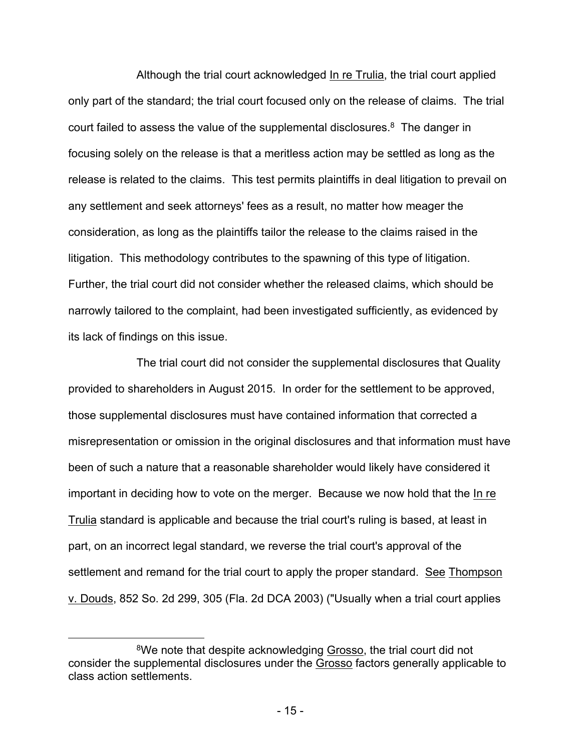Although the trial court acknowledged In re Trulia, the trial court applied only part of the standard; the trial court focused only on the release of claims. The trial court failed to assess the value of the supplemental disclosures.[8] The danger in focusing solely on the release is that a meritless action may be settled as long as the release is related to the claims. This test permits plaintiffs in deal litigation to prevail on any settlement and seek attorneys' fees as a result, no matter how meager the consideration, as long as the plaintiffs tailor the release to the claims raised in the litigation. This methodology contributes to the spawning of this type of litigation. Further, the trial court did not consider whether the released claims, which should be narrowly tailored to the complaint, had been investigated sufficiently, as evidenced by its lack of findings on this issue.

The trial court did not consider the supplemental disclosures that Quality provided to shareholders in August 2015. In order for the settlement to be approved, those supplemental disclosures must have contained information that corrected a misrepresentation or omission in the original disclosures and that information must have been of such a nature that a reasonable shareholder would likely have considered it important in deciding how to vote on the merger. Because we now hold that the In re Trulia standard is applicable and because the trial court's ruling is based, at least in part, on an incorrect legal standard, we reverse the trial court's approval of the settlement and remand for the trial court to apply the proper standard. See Thompson v. Douds, 852 So. 2d 299, 305 (Fla. 2d DCA 2003) ("Usually when a trial court applies

---

[8]We note that despite acknowledging Grosso, the trial court did not consider the supplemental disclosures under the Grosso factors generally applicable to class action settlements.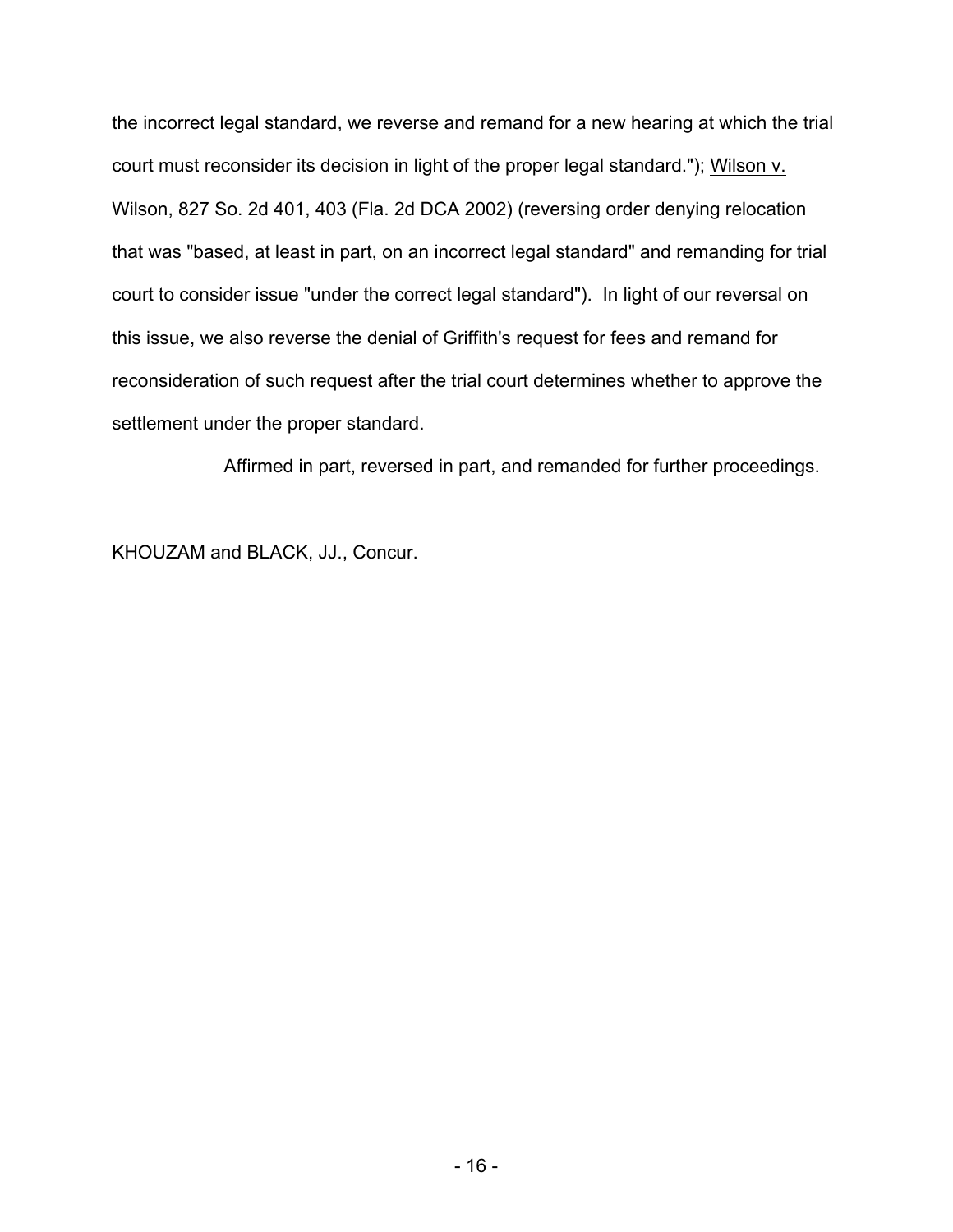the incorrect legal standard, we reverse and remand for a new hearing at which the trial court must reconsider its decision in light of the proper legal standard."); Wilson v. Wilson, 827 So. 2d 401, 403 (Fla. 2d DCA 2002) (reversing order denying relocation that was "based, at least in part, on an incorrect legal standard" and remanding for trial court to consider issue "under the correct legal standard"). In light of our reversal on this issue, we also reverse the denial of Griffith's request for fees and remand for reconsideration of such request after the trial court determines whether to approve the settlement under the proper standard.

Affirmed in part, reversed in part, and remanded for further proceedings.

KHOUZAM and BLACK, JJ., Concur.